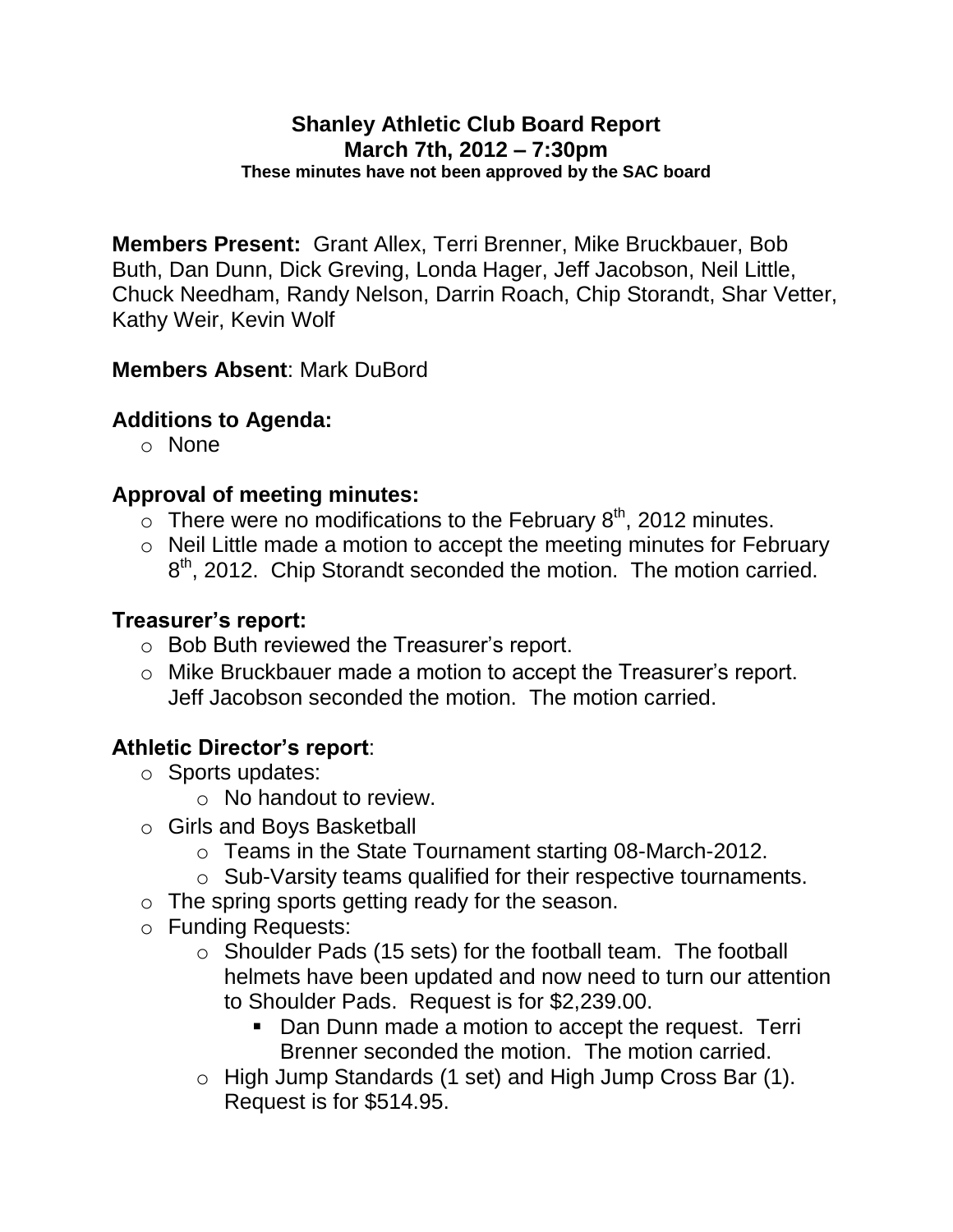# Shanley Athletic Club Board Report

## March 7th, 2012 – 7:30pm

**These minutes have not been approved by the SAC board**

**Members Present:** Grant Allex, Terri Brenner, Mike Bruckbauer, Bob Buth, Dan Dunn, Dick Greving, Londa Hager, Jeff Jacobson, Neil Little, Chuck Needham, Randy Nelson, Darrin Roach, Chip Storandt, Shar Vetter, Kathy Weir, Kevin Wolf

**Members Absent**: Mark DuBord

### Additions to Agenda:

- None

### Approval of meeting minutes:

- There were no modifications to the February 8th, 2012 minutes.
- Neil Little made a motion to accept the meeting minutes for February 8th, 2012. Chip Storandt seconded the motion. The motion carried.

### Treasurer's report:

- Bob Buth reviewed the Treasurer's report.
- Mike Bruckbauer made a motion to accept the Treasurer's report. Jeff Jacobson seconded the motion. The motion carried.

### Athletic Director's report:

- Sports updates:
  - No handout to review.
- Girls and Boys Basketball
  - Teams in the State Tournament starting 08-March-2012.
  - Sub-Varsity teams qualified for their respective tournaments.
- The spring sports getting ready for the season.
- Funding Requests:
  - Shoulder Pads (15 sets) for the football team. The football helmets have been updated and now need to turn our attention to Shoulder Pads. Request is for $2,239.00.
    - Dan Dunn made a motion to accept the request. Terri Brenner seconded the motion. The motion carried.
  - High Jump Standards (1 set) and High Jump Cross Bar (1). Request is for $514.95.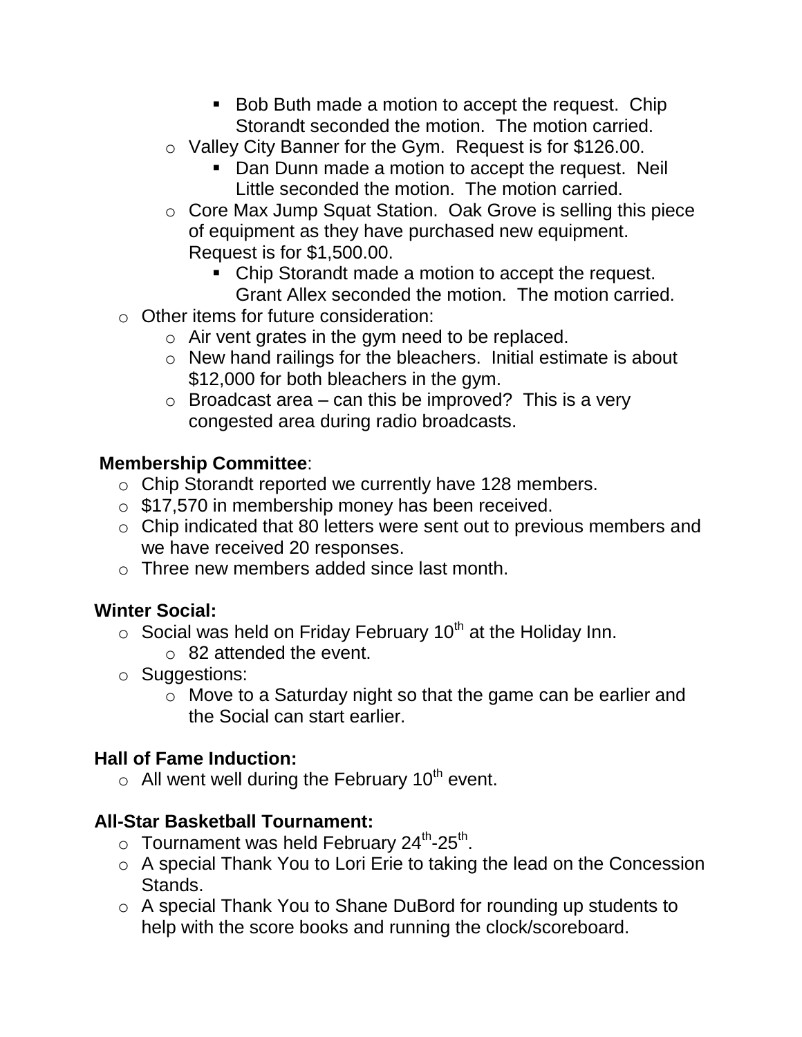- Bob Buth made a motion to accept the request. Chip Storandt seconded the motion. The motion carried.
    - Valley City Banner for the Gym. Request is for $126.00.
      - Dan Dunn made a motion to accept the request. Neil Little seconded the motion. The motion carried.
    - Core Max Jump Squat Station. Oak Grove is selling this piece of equipment as they have purchased new equipment. Request is for $1,500.00.
      - Chip Storandt made a motion to accept the request. Grant Allex seconded the motion. The motion carried.
  - Other items for future consideration:
    - Air vent grates in the gym need to be replaced.
    - New hand railings for the bleachers. Initial estimate is about $12,000 for both bleachers in the gym.
    - Broadcast area – can this be improved? This is a very congested area during radio broadcasts.

**Membership Committee**:

- Chip Storandt reported we currently have 128 members.
- $17,570 in membership money has been received.
- Chip indicated that 80 letters were sent out to previous members and we have received 20 responses.
- Three new members added since last month.

**Winter Social:**

- Social was held on Friday February 10th at the Holiday Inn.
  - 82 attended the event.
- Suggestions:
  - Move to a Saturday night so that the game can be earlier and the Social can start earlier.

**Hall of Fame Induction:**

- All went well during the February 10th event.

**All-Star Basketball Tournament:**

- Tournament was held February 24th-25th.
- A special Thank You to Lori Erie to taking the lead on the Concession Stands.
- A special Thank You to Shane DuBord for rounding up students to help with the score books and running the clock/scoreboard.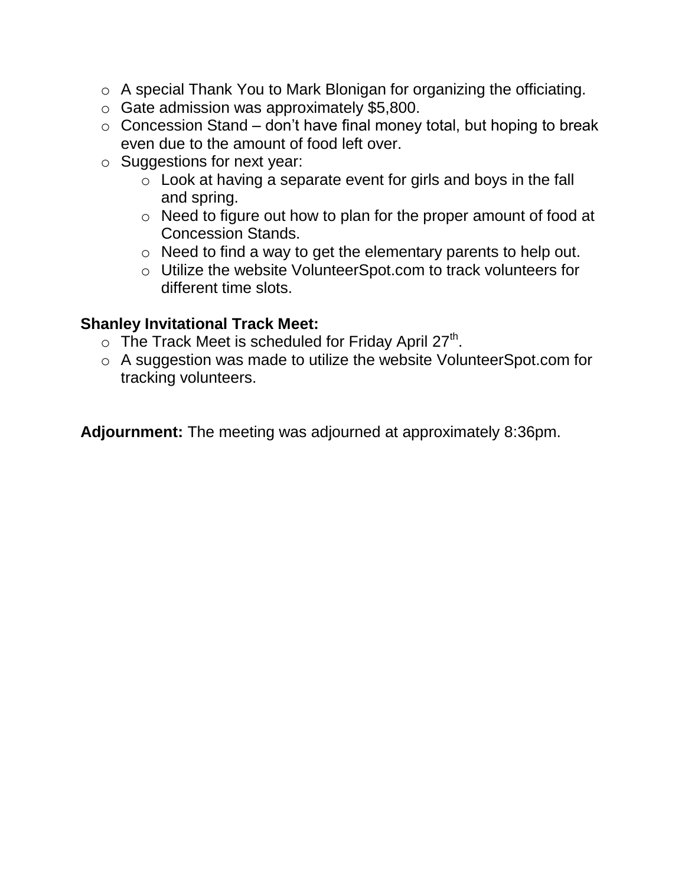- A special Thank You to Mark Blonigan for organizing the officiating.
- Gate admission was approximately $5,800.
- Concession Stand – don't have final money total, but hoping to break even due to the amount of food left over.
- Suggestions for next year:
  - Look at having a separate event for girls and boys in the fall and spring.
  - Need to figure out how to plan for the proper amount of food at Concession Stands.
  - Need to find a way to get the elementary parents to help out.
  - Utilize the website VolunteerSpot.com to track volunteers for different time slots.

**Shanley Invitational Track Meet:**

- The Track Meet is scheduled for Friday April 27th.
- A suggestion was made to utilize the website VolunteerSpot.com for tracking volunteers.

**Adjournment:** The meeting was adjourned at approximately 8:36pm.